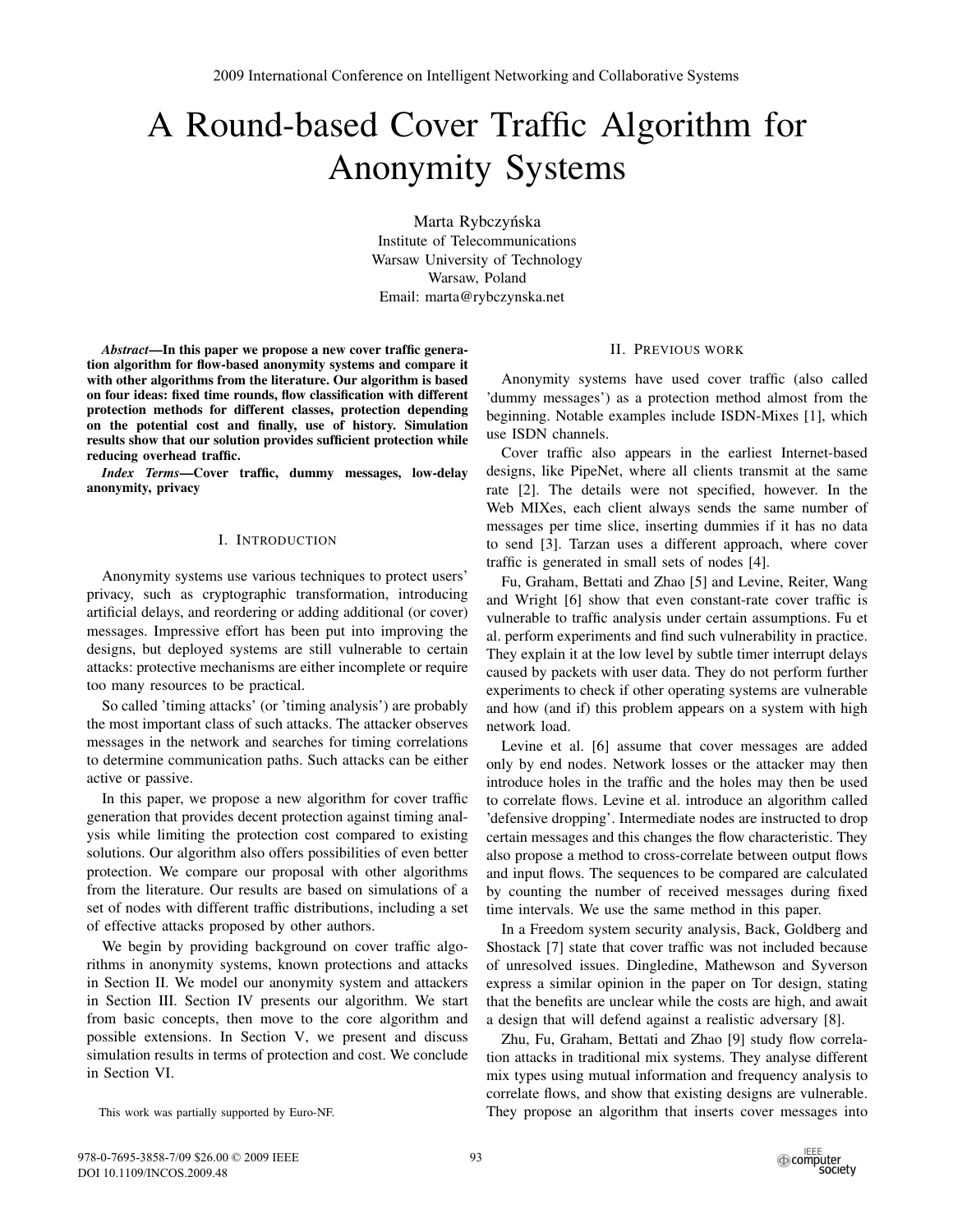# A Round-based Cover Traffic Algorithm for Anonymity Systems

Marta Rybczyńska
Institute of Telecommunications
Warsaw University of Technology
Warsaw, Poland
Email: marta@rybczynska.net

***Abstract*—In this paper we propose a new cover traffic generation algorithm for flow-based anonymity systems and compare it with other algorithms from the literature. Our algorithm is based on four ideas: fixed time rounds, flow classification with different protection methods for different classes, protection depending on the potential cost and finally, use of history. Simulation results show that our solution provides sufficient protection while reducing overhead traffic.**

***Index Terms*—Cover traffic, dummy messages, low-delay anonymity, privacy**

## I. Introduction

Anonymity systems use various techniques to protect users' privacy, such as cryptographic transformation, introducing artificial delays, and reordering or adding additional (or cover) messages. Impressive effort has been put into improving the designs, but deployed systems are still vulnerable to certain attacks: protective mechanisms are either incomplete or require too many resources to be practical.

So called 'timing attacks' (or 'timing analysis') are probably the most important class of such attacks. The attacker observes messages in the network and searches for timing correlations to determine communication paths. Such attacks can be either active or passive.

In this paper, we propose a new algorithm for cover traffic generation that provides decent protection against timing analysis while limiting the protection cost compared to existing solutions. Our algorithm also offers possibilities of even better protection. We compare our proposal with other algorithms from the literature. Our results are based on simulations of a set of nodes with different traffic distributions, including a set of effective attacks proposed by other authors.

We begin by providing background on cover traffic algorithms in anonymity systems, known protections and attacks in Section II. We model our anonymity system and attackers in Section III. Section IV presents our algorithm. We start from basic concepts, then move to the core algorithm and possible extensions. In Section V, we present and discuss simulation results in terms of protection and cost. We conclude in Section VI.

This work was partially supported by Euro-NF.

## II. Previous work

Anonymity systems have used cover traffic (also called 'dummy messages') as a protection method almost from the beginning. Notable examples include ISDN-Mixes [1], which use ISDN channels.

Cover traffic also appears in the earliest Internet-based designs, like PipeNet, where all clients transmit at the same rate [2]. The details were not specified, however. In the Web MIXes, each client always sends the same number of messages per time slice, inserting dummies if it has no data to send [3]. Tarzan uses a different approach, where cover traffic is generated in small sets of nodes [4].

Fu, Graham, Bettati and Zhao [5] and Levine, Reiter, Wang and Wright [6] show that even constant-rate cover traffic is vulnerable to traffic analysis under certain assumptions. Fu et al. perform experiments and find such vulnerability in practice. They explain it at the low level by subtle timer interrupt delays caused by packets with user data. They do not perform further experiments to check if other operating systems are vulnerable and how (and if) this problem appears on a system with high network load.

Levine et al. [6] assume that cover messages are added only by end nodes. Network losses or the attacker may then introduce holes in the traffic and the holes may then be used to correlate flows. Levine et al. introduce an algorithm called 'defensive dropping'. Intermediate nodes are instructed to drop certain messages and this changes the flow characteristic. They also propose a method to cross-correlate between output flows and input flows. The sequences to be compared are calculated by counting the number of received messages during fixed time intervals. We use the same method in this paper.

In a Freedom system security analysis, Back, Goldberg and Shostack [7] state that cover traffic was not included because of unresolved issues. Dingledine, Mathewson and Syverson express a similar opinion in the paper on Tor design, stating that the benefits are unclear while the costs are high, and await a design that will defend against a realistic adversary [8].

Zhu, Fu, Graham, Bettati and Zhao [9] study flow correlation attacks in traditional mix systems. They analyse different mix types using mutual information and frequency analysis to correlate flows, and show that existing designs are vulnerable. They propose an algorithm that inserts cover messages into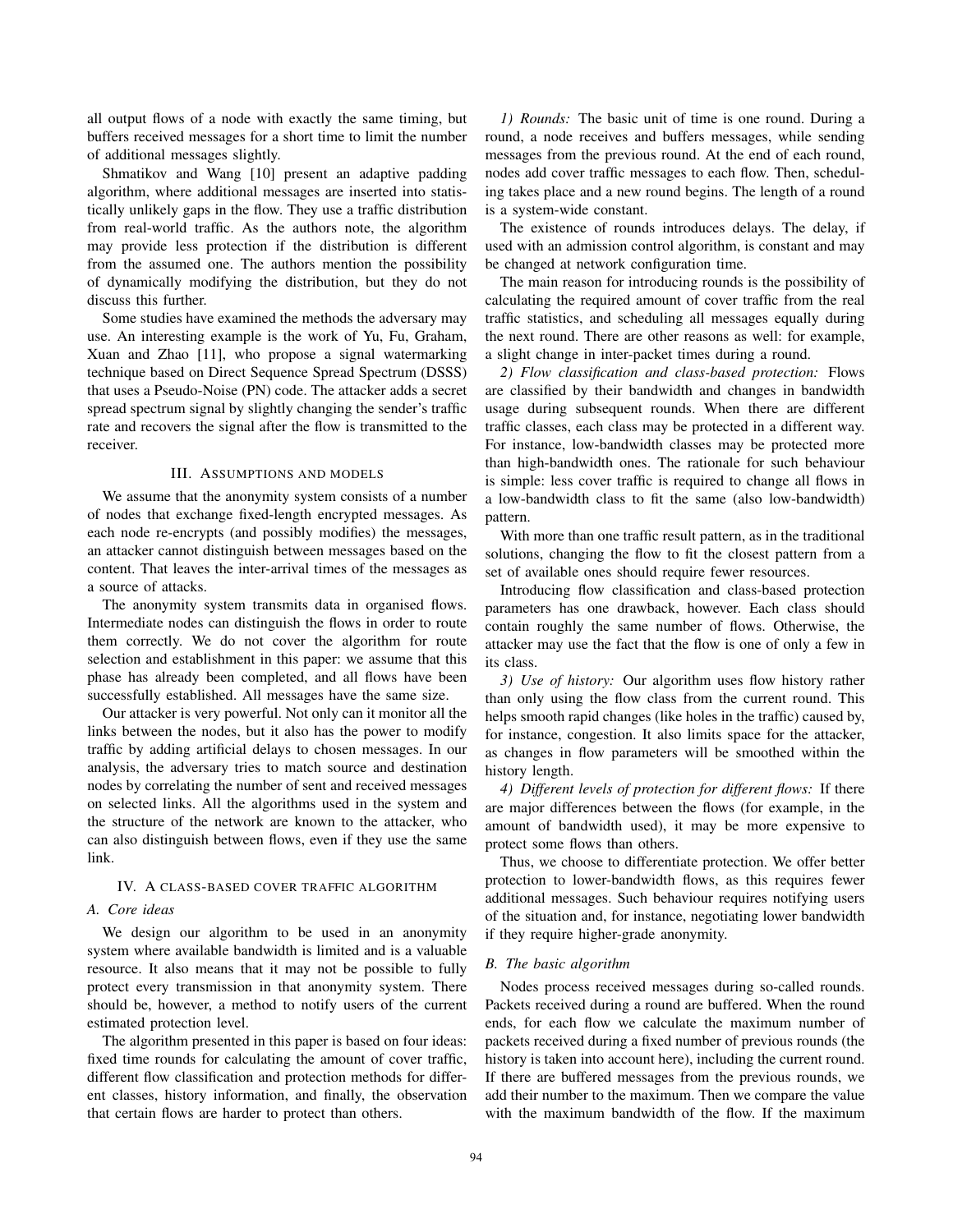all output flows of a node with exactly the same timing, but buffers received messages for a short time to limit the number of additional messages slightly.

Shmatikov and Wang [10] present an adaptive padding algorithm, where additional messages are inserted into statistically unlikely gaps in the flow. They use a traffic distribution from real-world traffic. As the authors note, the algorithm may provide less protection if the distribution is different from the assumed one. The authors mention the possibility of dynamically modifying the distribution, but they do not discuss this further.

Some studies have examined the methods the adversary may use. An interesting example is the work of Yu, Fu, Graham, Xuan and Zhao [11], who propose a signal watermarking technique based on Direct Sequence Spread Spectrum (DSSS) that uses a Pseudo-Noise (PN) code. The attacker adds a secret spread spectrum signal by slightly changing the sender's traffic rate and recovers the signal after the flow is transmitted to the receiver.

## III. Assumptions and models

We assume that the anonymity system consists of a number of nodes that exchange fixed-length encrypted messages. As each node re-encrypts (and possibly modifies) the messages, an attacker cannot distinguish between messages based on the content. That leaves the inter-arrival times of the messages as a source of attacks.

The anonymity system transmits data in organised flows. Intermediate nodes can distinguish the flows in order to route them correctly. We do not cover the algorithm for route selection and establishment in this paper: we assume that this phase has already been completed, and all flows have been successfully established. All messages have the same size.

Our attacker is very powerful. Not only can it monitor all the links between the nodes, but it also has the power to modify traffic by adding artificial delays to chosen messages. In our analysis, the adversary tries to match source and destination nodes by correlating the number of sent and received messages on selected links. All the algorithms used in the system and the structure of the network are known to the attacker, who can also distinguish between flows, even if they use the same link.

## IV. A class-based cover traffic algorithm

### A. Core ideas

We design our algorithm to be used in an anonymity system where available bandwidth is limited and is a valuable resource. It also means that it may not be possible to fully protect every transmission in that anonymity system. There should be, however, a method to notify users of the current estimated protection level.

The algorithm presented in this paper is based on four ideas: fixed time rounds for calculating the amount of cover traffic, different flow classification and protection methods for different classes, history information, and finally, the observation that certain flows are harder to protect than others.

*1) Rounds:* The basic unit of time is one round. During a round, a node receives and buffers messages, while sending messages from the previous round. At the end of each round, nodes add cover traffic messages to each flow. Then, scheduling takes place and a new round begins. The length of a round is a system-wide constant.

The existence of rounds introduces delays. The delay, if used with an admission control algorithm, is constant and may be changed at network configuration time.

The main reason for introducing rounds is the possibility of calculating the required amount of cover traffic from the real traffic statistics, and scheduling all messages equally during the next round. There are other reasons as well: for example, a slight change in inter-packet times during a round.

*2) Flow classification and class-based protection:* Flows are classified by their bandwidth and changes in bandwidth usage during subsequent rounds. When there are different traffic classes, each class may be protected in a different way. For instance, low-bandwidth classes may be protected more than high-bandwidth ones. The rationale for such behaviour is simple: less cover traffic is required to change all flows in a low-bandwidth class to fit the same (also low-bandwidth) pattern.

With more than one traffic result pattern, as in the traditional solutions, changing the flow to fit the closest pattern from a set of available ones should require fewer resources.

Introducing flow classification and class-based protection parameters has one drawback, however. Each class should contain roughly the same number of flows. Otherwise, the attacker may use the fact that the flow is one of only a few in its class.

*3) Use of history:* Our algorithm uses flow history rather than only using the flow class from the current round. This helps smooth rapid changes (like holes in the traffic) caused by, for instance, congestion. It also limits space for the attacker, as changes in flow parameters will be smoothed within the history length.

*4) Different levels of protection for different flows:* If there are major differences between the flows (for example, in the amount of bandwidth used), it may be more expensive to protect some flows than others.

Thus, we choose to differentiate protection. We offer better protection to lower-bandwidth flows, as this requires fewer additional messages. Such behaviour requires notifying users of the situation and, for instance, negotiating lower bandwidth if they require higher-grade anonymity.

### B. The basic algorithm

Nodes process received messages during so-called rounds. Packets received during a round are buffered. When the round ends, for each flow we calculate the maximum number of packets received during a fixed number of previous rounds (the history is taken into account here), including the current round. If there are buffered messages from the previous rounds, we add their number to the maximum. Then we compare the value with the maximum bandwidth of the flow. If the maximum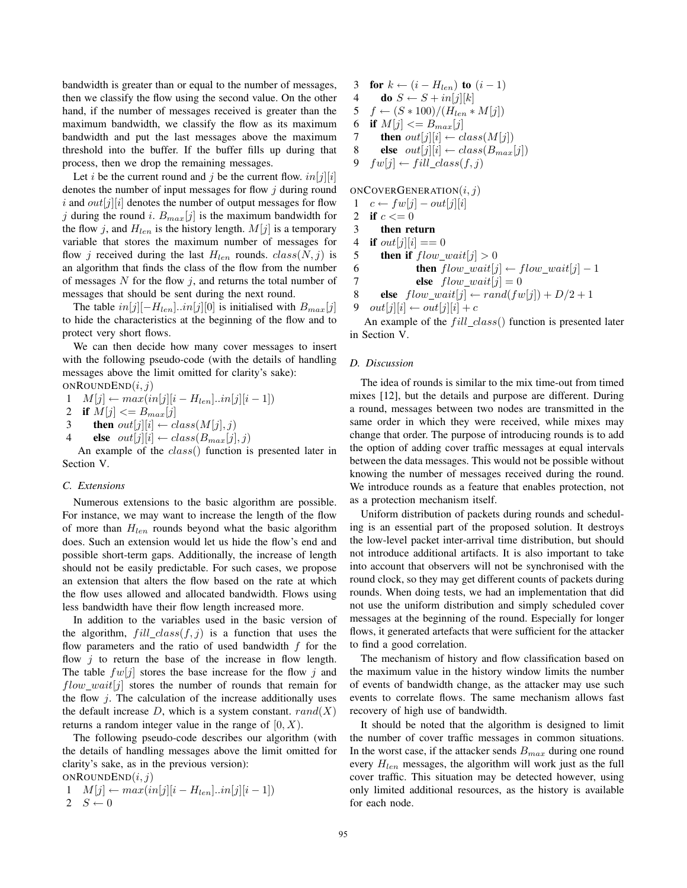bandwidth is greater than or equal to the number of messages, then we classify the flow using the second value. On the other hand, if the number of messages received is greater than the maximum bandwidth, we classify the flow as its maximum bandwidth and put the last messages above the maximum threshold into the buffer. If the buffer fills up during that process, then we drop the remaining messages.

Let $i$ be the current round and $j$ be the current flow. $in[j][i]$ denotes the number of input messages for flow $j$ during round $i$ and $out[j][i]$ denotes the number of output messages for flow $j$ during the round $i$. $B_{max}[j]$ is the maximum bandwidth for the flow $j$, and $H_{len}$ is the history length. $M[j]$ is a temporary variable that stores the maximum number of messages for flow $j$ received during the last $H_{len}$ rounds. $class(N, j)$ is an algorithm that finds the class of the flow from the number of messages $N$ for the flow $j$, and returns the total number of messages that should be sent during the next round.

The table $in[j][-H_{len}]..in[j][0]$ is initialised with $B_{max}[j]$ to hide the characteristics at the beginning of the flow and to protect very short flows.

We can then decide how many cover messages to insert with the following pseudo-code (with the details of handling messages above the limit omitted for clarity's sake):

ONROUNDEND$(i, j)$

1 $M[j] \leftarrow max(in[j][i - H_{len}]..in[j][i - 1])$
2 **if** $M[j] <= B_{max}[j]$
3 **then** $out[j][i] \leftarrow class(M[j], j)$
4 **else** $out[j][i] \leftarrow class(B_{max}[j], j)$

An example of the $class()$ function is presented later in Section V.

### C. Extensions

Numerous extensions to the basic algorithm are possible. For instance, we may want to increase the length of the flow of more than $H_{len}$ rounds beyond what the basic algorithm does. Such an extension would let us hide the flow's end and possible short-term gaps. Additionally, the increase of length should not be easily predictable. For such cases, we propose an extension that alters the flow based on the rate at which the flow uses allowed and allocated bandwidth. Flows using less bandwidth have their flow length increased more.

In addition to the variables used in the basic version of the algorithm, $fill\_class(f, j)$ is a function that uses the flow parameters and the ratio of used bandwidth $f$ for the flow $j$ to return the base of the increase in flow length. The table $fw[j]$ stores the base increase for the flow $j$ and $flow\_wait[j]$ stores the number of rounds that remain for the flow $j$. The calculation of the increase additionally uses the default increase $D$, which is a system constant. $rand(X)$ returns a random integer value in the range of $[0, X)$.

The following pseudo-code describes our algorithm (with the details of handling messages above the limit omitted for clarity's sake, as in the previous version):

ONROUNDEND$(i, j)$

1 $M[j] \leftarrow max(in[j][i - H_{len}]..in[j][i - 1])$
2 $S \leftarrow 0$
3 **for** $k \leftarrow (i - H_{len})$ **to** $(i - 1)$
4 **do** $S \leftarrow S + in[j][k]$
5 $f \leftarrow (S * 100)/(H_{len} * M[j])$
6 **if** $M[j] <= B_{max}[j]$
7 **then** $out[j][i] \leftarrow class(M[j])$
8 **else** $out[j][i] \leftarrow class(B_{max}[j])$
9 $fw[j] \leftarrow fill\_class(f, j)$

ONCOVERGENERATION$(i, j)$

1 $c \leftarrow fw[j] - out[j][i]$
2 **if** $c <= 0$
3 **then return**
4 **if** $out[j][i] == 0$
5 **then if** $flow\_wait[j] > 0$
6 **then** $flow\_wait[j] \leftarrow flow\_wait[j] - 1$
7 **else** $flow\_wait[j] = 0$
8 **else** $flow\_wait[j] \leftarrow rand(fw[j]) + D/2 + 1$
9 $out[j][i] \leftarrow out[j][i] + c$

An example of the $fill\_class()$ function is presented later in Section V.

### D. Discussion

The idea of rounds is similar to the mix time-out from timed mixes [12], but the details and purpose are different. During a round, messages between two nodes are transmitted in the same order in which they were received, while mixes may change that order. The purpose of introducing rounds is to add the option of adding cover traffic messages at equal intervals between the data messages. This would not be possible without knowing the number of messages received during the round. We introduce rounds as a feature that enables protection, not as a protection mechanism itself.

Uniform distribution of packets during rounds and scheduling is an essential part of the proposed solution. It destroys the low-level packet inter-arrival time distribution, but should not introduce additional artifacts. It is also important to take into account that observers will not be synchronised with the round clock, so they may get different counts of packets during rounds. When doing tests, we had an implementation that did not use the uniform distribution and simply scheduled cover messages at the beginning of the round. Especially for longer flows, it generated artefacts that were sufficient for the attacker to find a good correlation.

The mechanism of history and flow classification based on the maximum value in the history window limits the number of events of bandwidth change, as the attacker may use such events to correlate flows. The same mechanism allows fast recovery of high use of bandwidth.

It should be noted that the algorithm is designed to limit the number of cover traffic messages in common situations. In the worst case, if the attacker sends $B_{max}$ during one round every $H_{len}$ messages, the algorithm will work just as the full cover traffic. This situation may be detected however, using only limited additional resources, as the history is available for each node.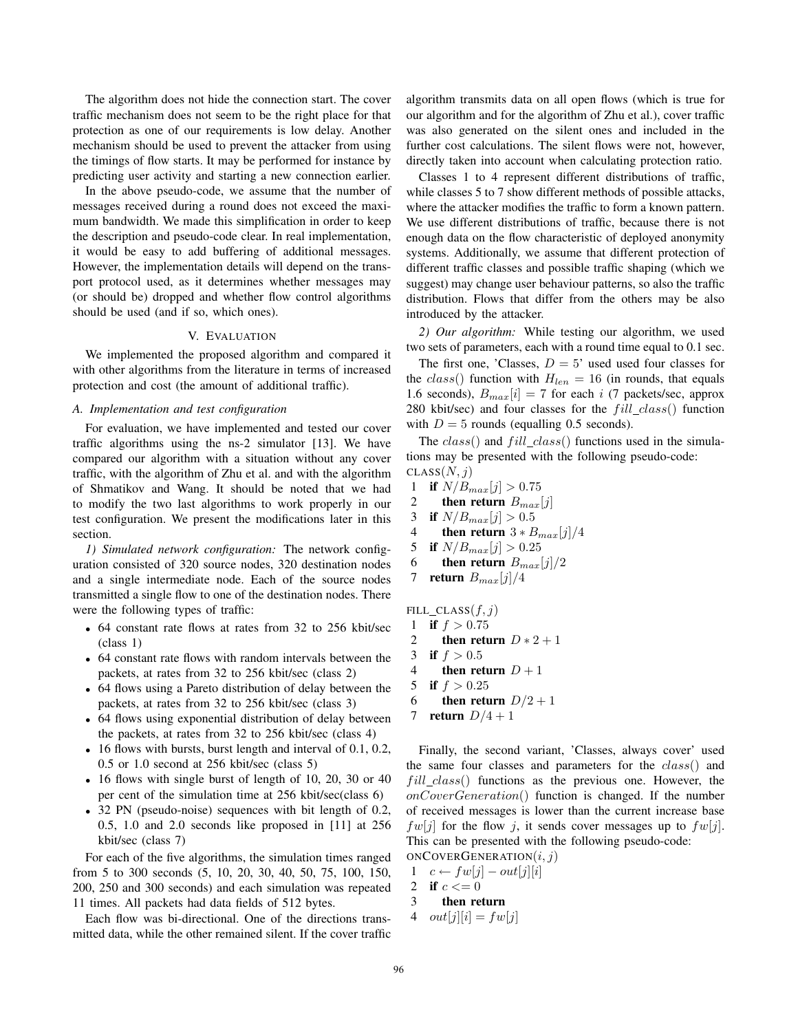The algorithm does not hide the connection start. The cover traffic mechanism does not seem to be the right place for that protection as one of our requirements is low delay. Another mechanism should be used to prevent the attacker from using the timings of flow starts. It may be performed for instance by predicting user activity and starting a new connection earlier.

In the above pseudo-code, we assume that the number of messages received during a round does not exceed the maximum bandwidth. We made this simplification in order to keep the description and pseudo-code clear. In real implementation, it would be easy to add buffering of additional messages. However, the implementation details will depend on the transport protocol used, as it determines whether messages may (or should be) dropped and whether flow control algorithms should be used (and if so, which ones).

## V. Evaluation

We implemented the proposed algorithm and compared it with other algorithms from the literature in terms of increased protection and cost (the amount of additional traffic).

### A. Implementation and test configuration

For evaluation, we have implemented and tested our cover traffic algorithms using the ns-2 simulator [13]. We have compared our algorithm with a situation without any cover traffic, with the algorithm of Zhu et al. and with the algorithm of Shmatikov and Wang. It should be noted that we had to modify the two last algorithms to work properly in our test configuration. We present the modifications later in this section.

*1) Simulated network configuration:* The network configuration consisted of 320 source nodes, 320 destination nodes and a single intermediate node. Each of the source nodes transmitted a single flow to one of the destination nodes. There were the following types of traffic:

- 64 constant rate flows at rates from 32 to 256 kbit/sec (class 1)
- 64 constant rate flows with random intervals between the packets, at rates from 32 to 256 kbit/sec (class 2)
- 64 flows using a Pareto distribution of delay between the packets, at rates from 32 to 256 kbit/sec (class 3)
- 64 flows using exponential distribution of delay between the packets, at rates from 32 to 256 kbit/sec (class 4)
- 16 flows with bursts, burst length and interval of 0.1, 0.2, 0.5 or 1.0 second at 256 kbit/sec (class 5)
- 16 flows with single burst of length of 10, 20, 30 or 40 per cent of the simulation time at 256 kbit/sec(class 6)
- 32 PN (pseudo-noise) sequences with bit length of 0.2, 0.5, 1.0 and 2.0 seconds like proposed in [11] at 256 kbit/sec (class 7)

For each of the five algorithms, the simulation times ranged from 5 to 300 seconds (5, 10, 20, 30, 40, 50, 75, 100, 150, 200, 250 and 300 seconds) and each simulation was repeated 11 times. All packets had data fields of 512 bytes.

Each flow was bi-directional. One of the directions transmitted data, while the other remained silent. If the cover traffic algorithm transmits data on all open flows (which is true for our algorithm and for the algorithm of Zhu et al.), cover traffic was also generated on the silent ones and included in the further cost calculations. The silent flows were not, however, directly taken into account when calculating protection ratio.

Classes 1 to 4 represent different distributions of traffic, while classes 5 to 7 show different methods of possible attacks, where the attacker modifies the traffic to form a known pattern. We use different distributions of traffic, because there is not enough data on the flow characteristic of deployed anonymity systems. Additionally, we assume that different protection of different traffic classes and possible traffic shaping (which we suggest) may change user behaviour patterns, so also the traffic distribution. Flows that differ from the others may be also introduced by the attacker.

*2) Our algorithm:* While testing our algorithm, we used two sets of parameters, each with a round time equal to 0.1 sec.

The first one, 'Classes, $D = 5$' used used four classes for the $class()$ function with $H_{len} = 16$ (in rounds, that equals 1.6 seconds), $B_{max}[i] = 7$ for each $i$ (7 packets/sec, approx 280 kbit/sec) and four classes for the $fill\_class()$ function with $D = 5$ rounds (equalling 0.5 seconds).

The $class()$ and $fill\_class()$ functions used in the simulations may be presented with the following pseudo-code:

```
CLASS(N, j)
1  if N/B_max[j] > 0.75
2     then return B_max[j]
3  if N/B_max[j] > 0.5
4     then return 3 * B_max[j]/4
5  if N/B_max[j] > 0.25
6     then return B_max[j]/2
7  return B_max[j]/4
```

```
FILL_CLASS(f, j)
1  if f > 0.75
2     then return D * 2 + 1
3  if f > 0.5
4     then return D + 1
5  if f > 0.25
6     then return D/2 + 1
7  return D/4 + 1
```

Finally, the second variant, 'Classes, always cover' used the same four classes and parameters for the $class()$ and $fill\_class()$ functions as the previous one. However, the $onCoverGeneration()$ function is changed. If the number of received messages is lower than the current increase base $fw[j]$ for the flow $j$, it sends cover messages up to $fw[j]$. This can be presented with the following pseudo-code:

```
ONCOVERGENERATION(i, j)
1  c ← fw[j] − out[j][i]
2  if c <= 0
3     then return
4  out[j][i] = fw[j]
```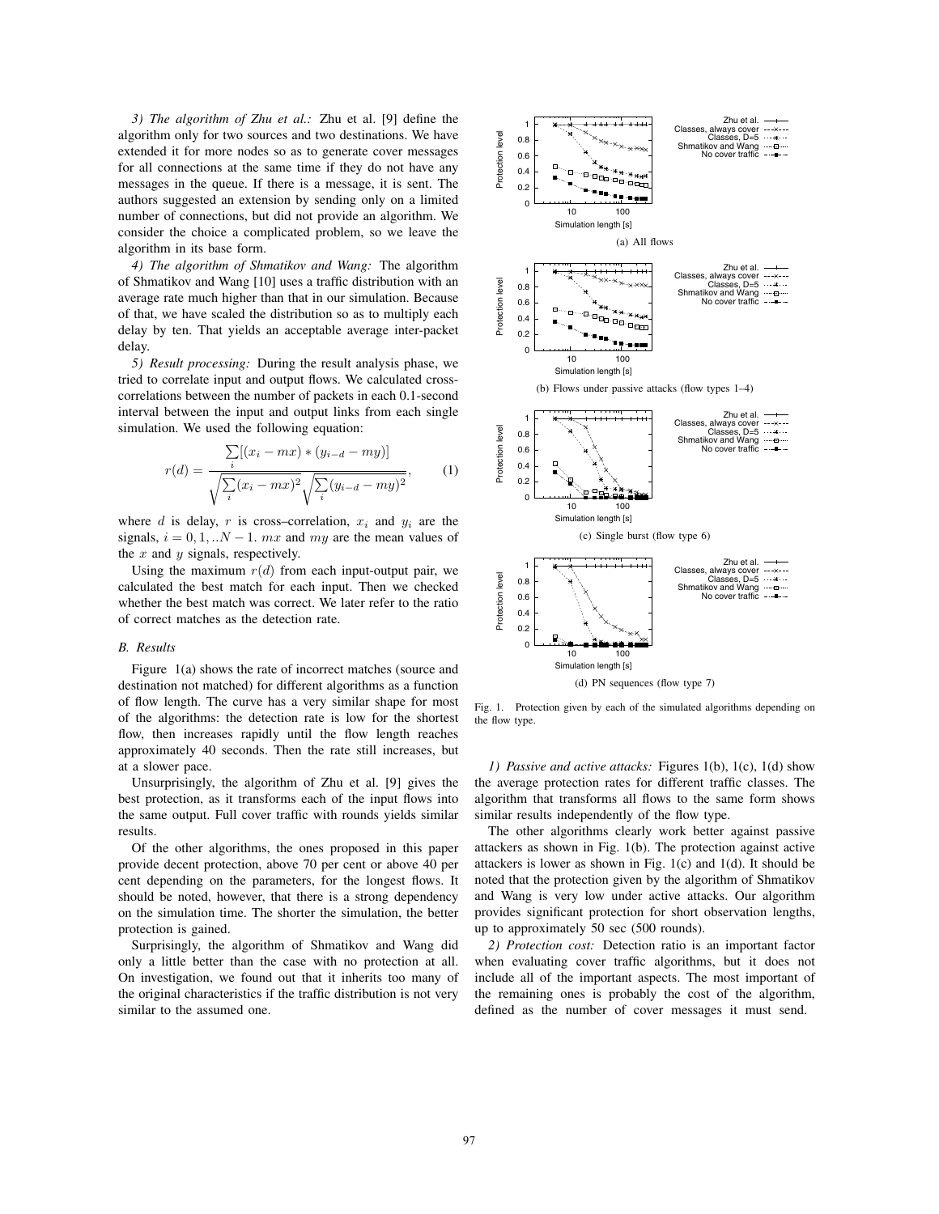*3) The algorithm of Zhu et al.:* Zhu et al. [9] define the algorithm only for two sources and two destinations. We have extended it for more nodes so as to generate cover messages for all connections at the same time if they do not have any messages in the queue. If there is a message, it is sent. The authors suggested an extension by sending only on a limited number of connections, but did not provide an algorithm. We consider the choice a complicated problem, so we leave the algorithm in its base form.

*4) The algorithm of Shmatikov and Wang:* The algorithm of Shmatikov and Wang [10] uses a traffic distribution with an average rate much higher than that in our simulation. Because of that, we have scaled the distribution so as to multiply each delay by ten. That yields an acceptable average inter-packet delay.

*5) Result processing:* During the result analysis phase, we tried to correlate input and output flows. We calculated cross-correlations between the number of packets in each 0.1-second interval between the input and output links from each single simulation. We used the following equation:

$$r(d) = \frac{\sum_i [(x_i - mx) * (y_{i-d} - my)]}{\sqrt{\sum_i (x_i - mx)^2}\sqrt{\sum_i (y_{i-d} - my)^2}}, \qquad (1)$$

where $d$ is delay, $r$ is cross–correlation, $x_i$ and $y_i$ are the signals, $i = 0, 1, ..N - 1$. $mx$ and $my$ are the mean values of the $x$ and $y$ signals, respectively.

Using the maximum $r(d)$ from each input-output pair, we calculated the best match for each input. Then we checked whether the best match was correct. We later refer to the ratio of correct matches as the detection rate.

### B. Results

Figure 1(a) shows the rate of incorrect matches (source and destination not matched) for different algorithms as a function of flow length. The curve has a very similar shape for most of the algorithms: the detection rate is low for the shortest flow, then increases rapidly until the flow length reaches approximately 40 seconds. Then the rate still increases, but at a slower pace.

Unsurprisingly, the algorithm of Zhu et al. [9] gives the best protection, as it transforms each of the input flows into the same output. Full cover traffic with rounds yields similar results.

Of the other algorithms, the ones proposed in this paper provide decent protection, above 70 per cent or above 40 per cent depending on the parameters, for the longest flows. It should be noted, however, that there is a strong dependency on the simulation time. The shorter the simulation, the better protection is gained.

Surprisingly, the algorithm of Shmatikov and Wang did only a little better than the case with no protection at all. On investigation, we found out that it inherits too many of the original characteristics if the traffic distribution is not very similar to the assumed one.

(a) All flows

(b) Flows under passive attacks (flow types 1–4)

(c) Single burst (flow type 6)

(d) PN sequences (flow type 7)

Fig. 1. Protection given by each of the simulated algorithms depending on the flow type.

*1) Passive and active attacks:* Figures 1(b), 1(c), 1(d) show the average protection rates for different traffic classes. The algorithm that transforms all flows to the same form shows similar results independently of the flow type.

The other algorithms clearly work better against passive attackers as shown in Fig. 1(b). The protection against active attackers is lower as shown in Fig. 1(c) and 1(d). It should be noted that the protection given by the algorithm of Shmatikov and Wang is very low under active attacks. Our algorithm provides significant protection for short observation lengths, up to approximately 50 sec (500 rounds).

*2) Protection cost:* Detection ratio is an important factor when evaluating cover traffic algorithms, but it does not include all of the important aspects. The most important of the remaining ones is probably the cost of the algorithm, defined as the number of cover messages it must send.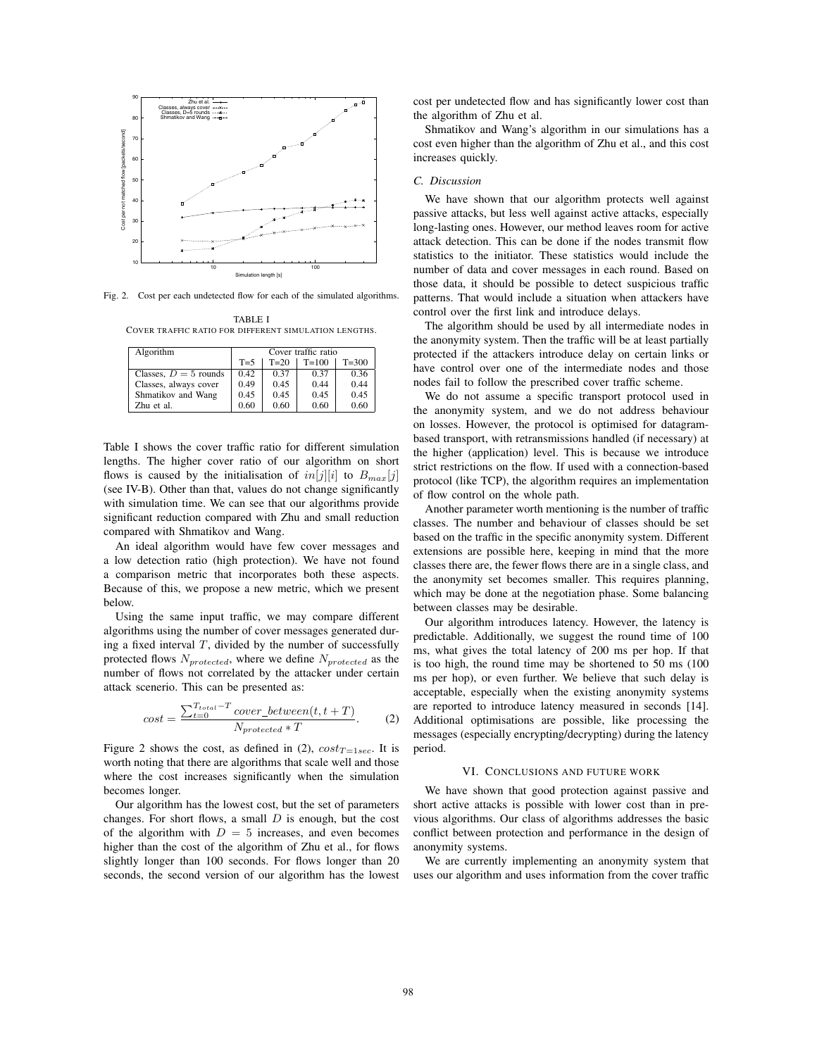90
80
70
60
50
40
30
20
10

Cost per not matched flow [packets/second]

10
100

Simulation length [s]

Zhu et al.
Classes, always cover
Classes, D=5 rounds
Shmatikov and Wang

Fig. 2. Cost per each undetected flow for each of the simulated algorithms.

TABLE I
COVER TRAFFIC RATIO FOR DIFFERENT SIMULATION LENGTHS.

| Algorithm | Cover traffic ratio | | | |
|---|---|---|---|---|
| | T=5 | T=20 | T=100 | T=300 |
| Classes, $D = 5$ rounds | 0.42 | 0.37 | 0.37 | 0.36 |
| Classes, always cover | 0.49 | 0.45 | 0.44 | 0.44 |
| Shmatikov and Wang | 0.45 | 0.45 | 0.45 | 0.45 |
| Zhu et al. | 0.60 | 0.60 | 0.60 | 0.60 |

Table I shows the cover traffic ratio for different simulation lengths. The higher cover ratio of our algorithm on short flows is caused by the initialisation of $in[j][i]$ to $B_{max}[j]$ (see IV-B). Other than that, values do not change significantly with simulation time. We can see that our algorithms provide significant reduction compared with Zhu and small reduction compared with Shmatikov and Wang.

An ideal algorithm would have few cover messages and a low detection ratio (high protection). We have not found a comparison metric that incorporates both these aspects. Because of this, we propose a new metric, which we present below.

Using the same input traffic, we may compare different algorithms using the number of cover messages generated during a fixed interval $T$, divided by the number of successfully protected flows $N_{protected}$, where we define $N_{protected}$ as the number of flows not correlated by the attacker under certain attack scenerio. This can be presented as:

$$cost = \frac{\sum_{t=0}^{T_{total}-T} cover\_between(t, t+T)}{N_{protected} * T}. \qquad (2)$$

Figure 2 shows the cost, as defined in (2), $cost_{T=1sec}$. It is worth noting that there are algorithms that scale well and those where the cost increases significantly when the simulation becomes longer.

Our algorithm has the lowest cost, but the set of parameters changes. For short flows, a small $D$ is enough, but the cost of the algorithm with $D = 5$ increases, and even becomes higher than the cost of the algorithm of Zhu et al., for flows slightly longer than 100 seconds. For flows longer than 20 seconds, the second version of our algorithm has the lowest cost per undetected flow and has significantly lower cost than the algorithm of Zhu et al.

Shmatikov and Wang's algorithm in our simulations has a cost even higher than the algorithm of Zhu et al., and this cost increases quickly.

### *C. Discussion*

We have shown that our algorithm protects well against passive attacks, but less well against active attacks, especially long-lasting ones. However, our method leaves room for active attack detection. This can be done if the nodes transmit flow statistics to the initiator. These statistics would include the number of data and cover messages in each round. Based on those data, it should be possible to detect suspicious traffic patterns. That would include a situation when attackers have control over the first link and introduce delays.

The algorithm should be used by all intermediate nodes in the anonymity system. Then the traffic will be at least partially protected if the attackers introduce delay on certain links or have control over one of the intermediate nodes and those nodes fail to follow the prescribed cover traffic scheme.

We do not assume a specific transport protocol used in the anonymity system, and we do not address behaviour on losses. However, the protocol is optimised for datagram-based transport, with retransmissions handled (if necessary) at the higher (application) level. This is because we introduce strict restrictions on the flow. If used with a connection-based protocol (like TCP), the algorithm requires an implementation of flow control on the whole path.

Another parameter worth mentioning is the number of traffic classes. The number and behaviour of classes should be set based on the traffic in the specific anonymity system. Different extensions are possible here, keeping in mind that the more classes there are, the fewer flows there are in a single class, and the anonymity set becomes smaller. This requires planning, which may be done at the negotiation phase. Some balancing between classes may be desirable.

Our algorithm introduces latency. However, the latency is predictable. Additionally, we suggest the round time of 100 ms, what gives the total latency of 200 ms per hop. If that is too high, the round time may be shortened to 50 ms (100 ms per hop), or even further. We believe that such delay is acceptable, especially when the existing anonymity systems are reported to introduce latency measured in seconds [14]. Additional optimisations are possible, like processing the messages (especially encrypting/decrypting) during the latency period.

## VI. CONCLUSIONS AND FUTURE WORK

We have shown that good protection against passive and short active attacks is possible with lower cost than in previous algorithms. Our class of algorithms addresses the basic conflict between protection and performance in the design of anonymity systems.

We are currently implementing an anonymity system that uses our algorithm and uses information from the cover traffic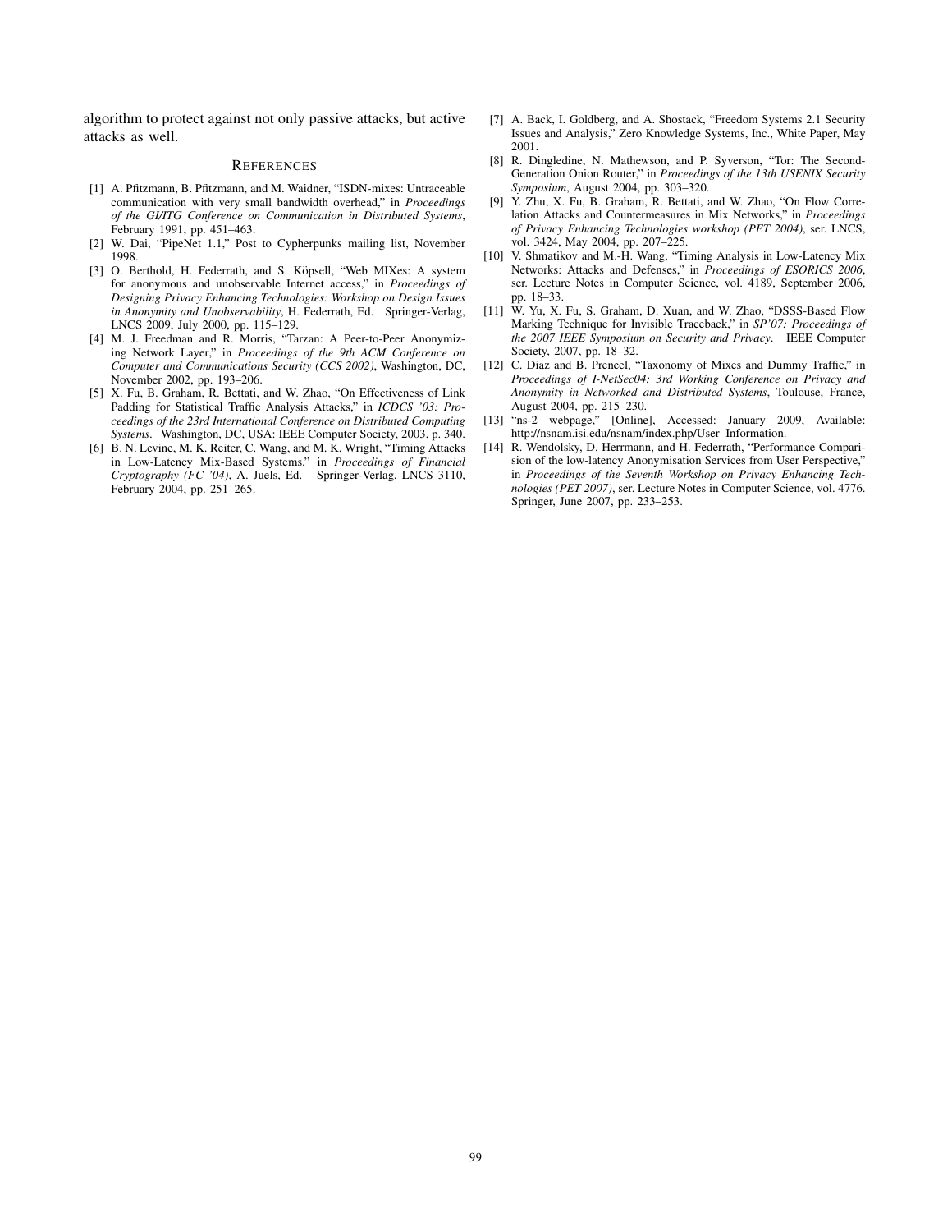algorithm to protect against not only passive attacks, but active attacks as well.

## References

[1] A. Pfitzmann, B. Pfitzmann, and M. Waidner, "ISDN-mixes: Untraceable communication with very small bandwidth overhead," in *Proceedings of the GI/ITG Conference on Communication in Distributed Systems*, February 1991, pp. 451–463.

[2] W. Dai, "PipeNet 1.1," Post to Cypherpunks mailing list, November 1998.

[3] O. Berthold, H. Federrath, and S. Köpsell, "Web MIXes: A system for anonymous and unobservable Internet access," in *Proceedings of Designing Privacy Enhancing Technologies: Workshop on Design Issues in Anonymity and Unobservability*, H. Federrath, Ed. Springer-Verlag, LNCS 2009, July 2000, pp. 115–129.

[4] M. J. Freedman and R. Morris, "Tarzan: A Peer-to-Peer Anonymizing Network Layer," in *Proceedings of the 9th ACM Conference on Computer and Communications Security (CCS 2002)*, Washington, DC, November 2002, pp. 193–206.

[5] X. Fu, B. Graham, R. Bettati, and W. Zhao, "On Effectiveness of Link Padding for Statistical Traffic Analysis Attacks," in *ICDCS '03: Proceedings of the 23rd International Conference on Distributed Computing Systems*. Washington, DC, USA: IEEE Computer Society, 2003, p. 340.

[6] B. N. Levine, M. K. Reiter, C. Wang, and M. K. Wright, "Timing Attacks in Low-Latency Mix-Based Systems," in *Proceedings of Financial Cryptography (FC '04)*, A. Juels, Ed. Springer-Verlag, LNCS 3110, February 2004, pp. 251–265.

[7] A. Back, I. Goldberg, and A. Shostack, "Freedom Systems 2.1 Security Issues and Analysis," Zero Knowledge Systems, Inc., White Paper, May 2001.

[8] R. Dingledine, N. Mathewson, and P. Syverson, "Tor: The Second-Generation Onion Router," in *Proceedings of the 13th USENIX Security Symposium*, August 2004, pp. 303–320.

[9] Y. Zhu, X. Fu, B. Graham, R. Bettati, and W. Zhao, "On Flow Correlation Attacks and Countermeasures in Mix Networks," in *Proceedings of Privacy Enhancing Technologies workshop (PET 2004)*, ser. LNCS, vol. 3424, May 2004, pp. 207–225.

[10] V. Shmatikov and M.-H. Wang, "Timing Analysis in Low-Latency Mix Networks: Attacks and Defenses," in *Proceedings of ESORICS 2006*, ser. Lecture Notes in Computer Science, vol. 4189, September 2006, pp. 18–33.

[11] W. Yu, X. Fu, S. Graham, D. Xuan, and W. Zhao, "DSSS-Based Flow Marking Technique for Invisible Traceback," in *SP'07: Proceedings of the 2007 IEEE Symposium on Security and Privacy*. IEEE Computer Society, 2007, pp. 18–32.

[12] C. Diaz and B. Preneel, "Taxonomy of Mixes and Dummy Traffic," in *Proceedings of I-NetSec04: 3rd Working Conference on Privacy and Anonymity in Networked and Distributed Systems*, Toulouse, France, August 2004, pp. 215–230.

[13] "ns-2 webpage," [Online], Accessed: January 2009, Available: http://nsnam.isi.edu/nsnam/index.php/User_Information.

[14] R. Wendolsky, D. Herrmann, and H. Federrath, "Performance Comparison of the low-latency Anonymisation Services from User Perspective," in *Proceedings of the Seventh Workshop on Privacy Enhancing Technologies (PET 2007)*, ser. Lecture Notes in Computer Science, vol. 4776. Springer, June 2007, pp. 233–253.